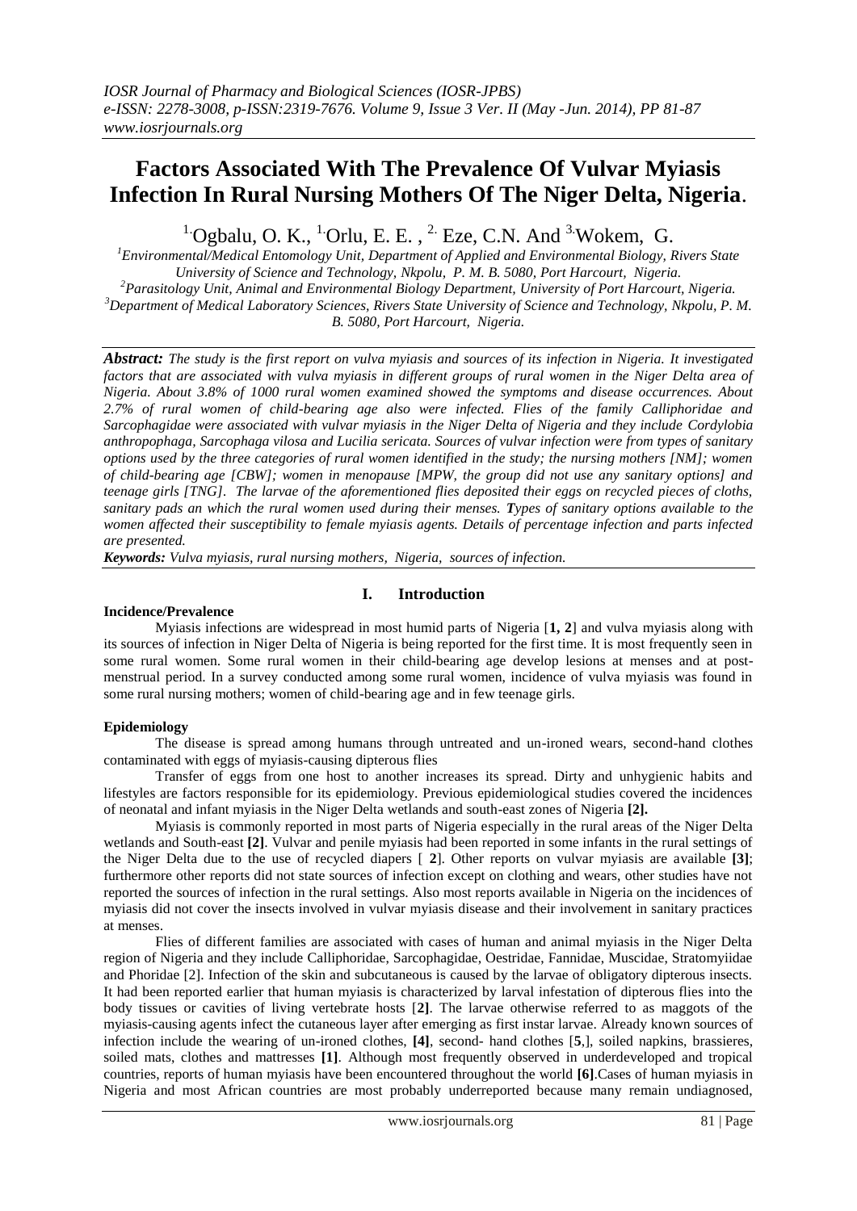# Factors Associated With The Prevalence Of Vulvar Myiasis Infection In Rural Nursing Mothers Of The Niger Delta, Nigeria.

[1.]Ogbalu, O. K., [1.]Orlu, E. E. , [2.] Eze, C.N. And [3.]Wokem, G.

[1]Environmental/Medical Entomology Unit, Department of Applied and Environmental Biology, Rivers State University of Science and Technology, Nkpolu, P. M. B. 5080, Port Harcourt, Nigeria.
[2]Parasitology Unit, Animal and Environmental Biology Department, University of Port Harcourt, Nigeria.
[3]Department of Medical Laboratory Sciences, Rivers State University of Science and Technology, Nkpolu, P. M. B. 5080, Port Harcourt, Nigeria.

***Abstract:*** *The study is the first report on vulva myiasis and sources of its infection in Nigeria. It investigated factors that are associated with vulva myiasis in different groups of rural women in the Niger Delta area of Nigeria. About 3.8% of 1000 rural women examined showed the symptoms and disease occurrences. About 2.7% of rural women of child-bearing age also were infected. Flies of the family Calliphoridae and Sarcophagidae were associated with vulvar myiasis in the Niger Delta of Nigeria and they include Cordylobia anthropophaga, Sarcophaga vilosa and Lucilia sericata. Sources of vulvar infection were from types of sanitary options used by the three categories of rural women identified in the study; the nursing mothers [NM]; women of child-bearing age [CBW]; women in menopause [MPW, the group did not use any sanitary options] and teenage girls [TNG]. The larvae of the aforementioned flies deposited their eggs on recycled pieces of cloths, sanitary pads an which the rural women used during their menses.* ***T****ypes of sanitary options available to the women affected their susceptibility to female myiasis agents. Details of percentage infection and parts infected are presented.*

***Keywords:*** *Vulva myiasis, rural nursing mothers, Nigeria, sources of infection.*

## I. Introduction

### Incidence/Prevalence

Myiasis infections are widespread in most humid parts of Nigeria [**1, 2**] and vulva myiasis along with its sources of infection in Niger Delta of Nigeria is being reported for the first time. It is most frequently seen in some rural women. Some rural women in their child-bearing age develop lesions at menses and at post-menstrual period. In a survey conducted among some rural women, incidence of vulva myiasis was found in some rural nursing mothers; women of child-bearing age and in few teenage girls.

### Epidemiology

The disease is spread among humans through untreated and un-ironed wears, second-hand clothes contaminated with eggs of myiasis-causing dipterous flies

Transfer of eggs from one host to another increases its spread. Dirty and unhygienic habits and lifestyles are factors responsible for its epidemiology. Previous epidemiological studies covered the incidences of neonatal and infant myiasis in the Niger Delta wetlands and south-east zones of Nigeria **[2].**

Myiasis is commonly reported in most parts of Nigeria especially in the rural areas of the Niger Delta wetlands and South-east **[2]**. Vulvar and penile myiasis had been reported in some infants in the rural settings of the Niger Delta due to the use of recycled diapers [ **2**]. Other reports on vulvar myiasis are available **[3]**; furthermore other reports did not state sources of infection except on clothing and wears, other studies have not reported the sources of infection in the rural settings. Also most reports available in Nigeria on the incidences of myiasis did not cover the insects involved in vulvar myiasis disease and their involvement in sanitary practices at menses.

Flies of different families are associated with cases of human and animal myiasis in the Niger Delta region of Nigeria and they include Calliphoridae, Sarcophagidae, Oestridae, Fanniidae, Muscidae, Stratomyiidae and Phoridae [2]. Infection of the skin and subcutaneous is caused by the larvae of obligatory dipterous insects. It had been reported earlier that human myiasis is characterized by larval infestation of dipterous flies into the body tissues or cavities of living vertebrate hosts [**2]**. The larvae otherwise referred to as maggots of the myiasis-causing agents infect the cutaneous layer after emerging as first instar larvae. Already known sources of infection include the wearing of un-ironed clothes, **[4]**, second- hand clothes [**5**,], soiled napkins, brassieres, soiled mats, clothes and mattresses **[1]**. Although most frequently observed in underdeveloped and tropical countries, reports of human myiasis have been encountered throughout the world **[6]**.Cases of human myiasis in Nigeria and most African countries are most probably underreported because many remain undiagnosed,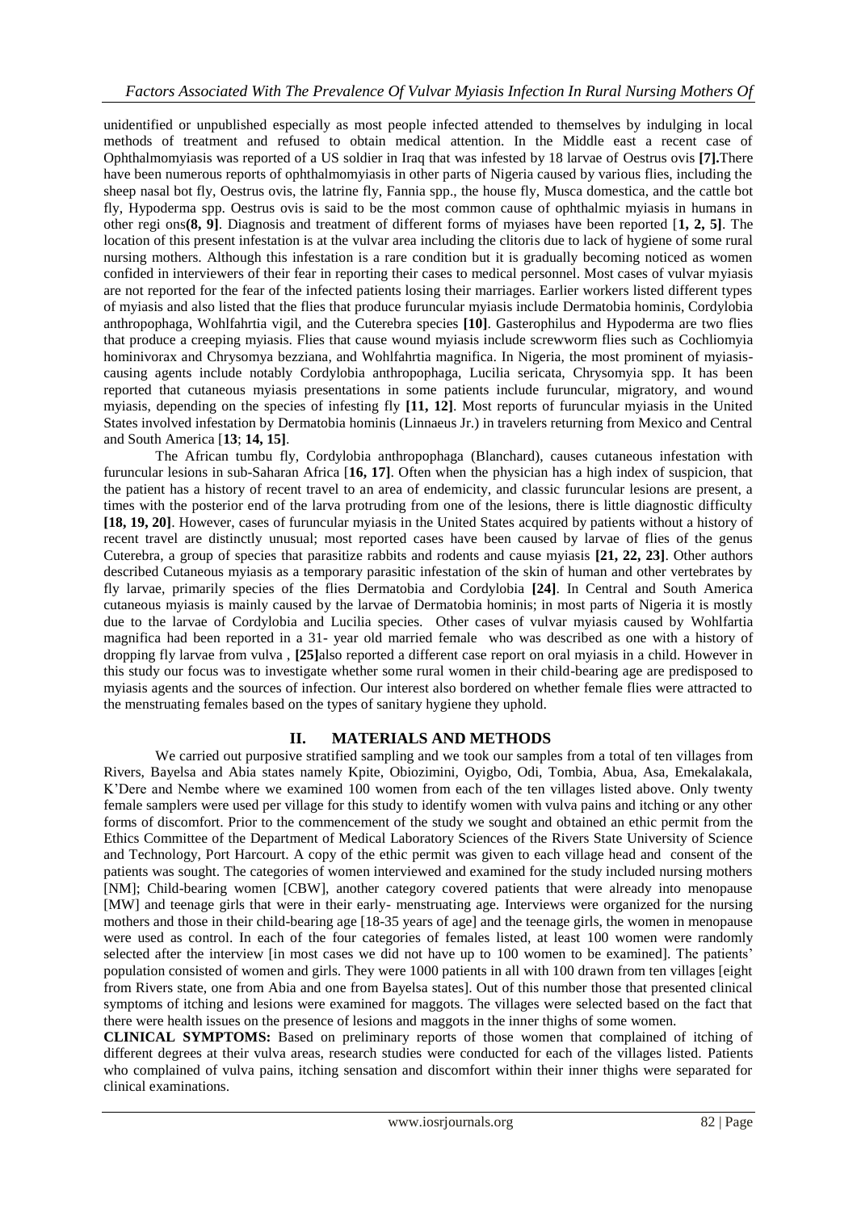unidentified or unpublished especially as most people infected attended to themselves by indulging in local methods of treatment and refused to obtain medical attention. In the Middle east a recent case of Ophthalmomyiasis was reported of a US soldier in Iraq that was infested by 18 larvae of Oestrus ovis **[7].**There have been numerous reports of ophthalmomyiasis in other parts of Nigeria caused by various flies, including the sheep nasal bot fly, Oestrus ovis, the latrine fly, Fannia spp., the house fly, Musca domestica, and the cattle bot fly, Hypoderma spp. Oestrus ovis is said to be the most common cause of ophthalmic myiasis in humans in other regi ons**(8, 9]**. Diagnosis and treatment of different forms of myiases have been reported [**1, 2, 5]**. The location of this present infestation is at the vulvar area including the clitoris due to lack of hygiene of some rural nursing mothers. Although this infestation is a rare condition but it is gradually becoming noticed as women confided in interviewers of their fear in reporting their cases to medical personnel. Most cases of vulvar myiasis are not reported for the fear of the infected patients losing their marriages. Earlier workers listed different types of myiasis and also listed that the flies that produce furuncular myiasis include Dermatobia hominis, Cordylobia anthropophaga, Wohlfahrtia vigil, and the Cuterebra species **[10]**. Gasterophilus and Hypoderma are two flies that produce a creeping myiasis. Flies that cause wound myiasis include screwworm flies such as Cochliomyia hominivorax and Chrysomya bezziana, and Wohlfahrtia magnifica. In Nigeria, the most prominent of myiasis-causing agents include notably Cordylobia anthropophaga, Lucilia sericata, Chrysomyia spp. It has been reported that cutaneous myiasis presentations in some patients include furuncular, migratory, and wound myiasis, depending on the species of infesting fly **[11, 12]**. Most reports of furuncular myiasis in the United States involved infestation by Dermatobia hominis (Linnaeus Jr.) in travelers returning from Mexico and Central and South America [**13**; **14, 15]**.

The African tumbu fly, Cordylobia anthropophaga (Blanchard), causes cutaneous infestation with furuncular lesions in sub-Saharan Africa [**16, 17]**. Often when the physician has a high index of suspicion, that the patient has a history of recent travel to an area of endemicity, and classic furuncular lesions are present, a times with the posterior end of the larva protruding from one of the lesions, there is little diagnostic difficulty **[18, 19, 20]**. However, cases of furuncular myiasis in the United States acquired by patients without a history of recent travel are distinctly unusual; most reported cases have been caused by larvae of flies of the genus Cuterebra, a group of species that parasitize rabbits and rodents and cause myiasis **[21, 22, 23]**. Other authors described Cutaneous myiasis as a temporary parasitic infestation of the skin of human and other vertebrates by fly larvae, primarily species of the flies Dermatobia and Cordylobia **[24]**. In Central and South America cutaneous myiasis is mainly caused by the larvae of Dermatobia hominis; in most parts of Nigeria it is mostly due to the larvae of Cordylobia and Lucilia species. Other cases of vulvar myiasis caused by Wohlfartia magnifica had been reported in a 31- year old married female who was described as one with a history of dropping fly larvae from vulva , **[25]**also reported a different case report on oral myiasis in a child. However in this study our focus was to investigate whether some rural women in their child-bearing age are predisposed to myiasis agents and the sources of infection. Our interest also bordered on whether female flies were attracted to the menstruating females based on the types of sanitary hygiene they uphold.

## II. MATERIALS AND METHODS

We carried out purposive stratified sampling and we took our samples from a total of ten villages from Rivers, Bayelsa and Abia states namely Kpite, Obiozimini, Oyigbo, Odi, Tombia, Abua, Asa, Emekalakala, K'Dere and Nembe where we examined 100 women from each of the ten villages listed above. Only twenty female samplers were used per village for this study to identify women with vulva pains and itching or any other forms of discomfort. Prior to the commencement of the study we sought and obtained an ethic permit from the Ethics Committee of the Department of Medical Laboratory Sciences of the Rivers State University of Science and Technology, Port Harcourt. A copy of the ethic permit was given to each village head and consent of the patients was sought. The categories of women interviewed and examined for the study included nursing mothers [NM]; Child-bearing women [CBW], another category covered patients that were already into menopause [MW] and teenage girls that were in their early- menstruating age. Interviews were organized for the nursing mothers and those in their child-bearing age [18-35 years of age] and the teenage girls, the women in menopause were used as control. In each of the four categories of females listed, at least 100 women were randomly selected after the interview [in most cases we did not have up to 100 women to be examined]. The patients' population consisted of women and girls. They were 1000 patients in all with 100 drawn from ten villages [eight from Rivers state, one from Abia and one from Bayelsa states]. Out of this number those that presented clinical symptoms of itching and lesions were examined for maggots. The villages were selected based on the fact that there were health issues on the presence of lesions and maggots in the inner thighs of some women.

**CLINICAL SYMPTOMS:** Based on preliminary reports of those women that complained of itching of different degrees at their vulva areas, research studies were conducted for each of the villages listed. Patients who complained of vulva pains, itching sensation and discomfort within their inner thighs were separated for clinical examinations.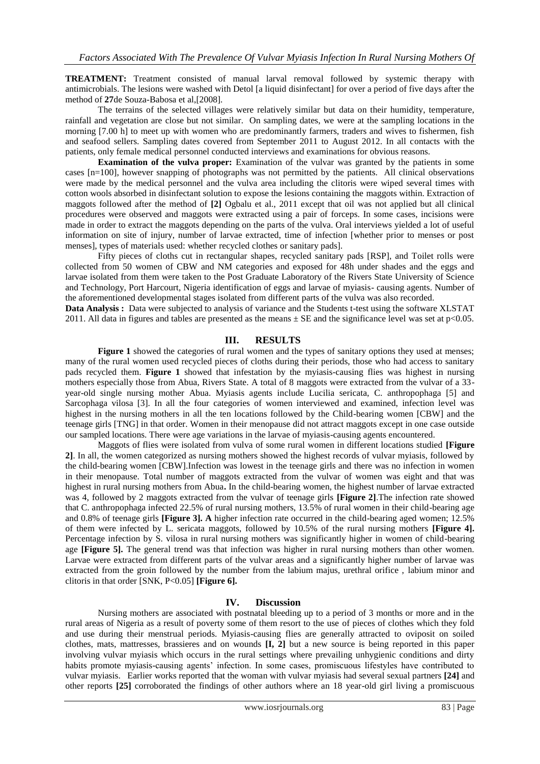**TREATMENT:** Treatment consisted of manual larval removal followed by systemic therapy with antimicrobials. The lesions were washed with Detol [a liquid disinfectant] for over a period of five days after the method of **27**de Souza-Babosa et al,[2008].

The terrains of the selected villages were relatively similar but data on their humidity, temperature, rainfall and vegetation are close but not similar. On sampling dates, we were at the sampling locations in the morning [7.00 h] to meet up with women who are predominantly farmers, traders and wives to fishermen, fish and seafood sellers. Sampling dates covered from September 2011 to August 2012. In all contacts with the patients, only female medical personnel conducted interviews and examinations for obvious reasons.

**Examination of the vulva proper:** Examination of the vulvar was granted by the patients in some cases [n=100], however snapping of photographs was not permitted by the patients. All clinical observations were made by the medical personnel and the vulva area including the clitoris were wiped several times with cotton wools absorbed in disinfectant solution to expose the lesions containing the maggots within. Extraction of maggots followed after the method of **[2]** Ogbalu et al., 2011 except that oil was not applied but all clinical procedures were observed and maggots were extracted using a pair of forceps. In some cases, incisions were made in order to extract the maggots depending on the parts of the vulva. Oral interviews yielded a lot of useful information on site of injury, number of larvae extracted, time of infection [whether prior to menses or post menses], types of materials used: whether recycled clothes or sanitary pads].

Fifty pieces of cloths cut in rectangular shapes, recycled sanitary pads [RSP], and Toilet rolls were collected from 50 women of CBW and NM categories and exposed for 48h under shades and the eggs and larvae isolated from them were taken to the Post Graduate Laboratory of the Rivers State University of Science and Technology, Port Harcourt, Nigeria identification of eggs and larvae of myiasis- causing agents. Number of the aforementioned developmental stages isolated from different parts of the vulva was also recorded.

**Data Analysis :** Data were subjected to analysis of variance and the Students t-test using the software XLSTAT 2011. All data in figures and tables are presented as the means ± SE and the significance level was set at $p<0.05$.

## III. RESULTS

**Figure 1** showed the categories of rural women and the types of sanitary options they used at menses; many of the rural women used recycled pieces of cloths during their periods, those who had access to sanitary pads recycled them. **Figure 1** showed that infestation by the myiasis-causing flies was highest in nursing mothers especially those from Abua, Rivers State. A total of 8 maggots were extracted from the vulvar of a 33-year-old single nursing mother Abua. Myiasis agents include Lucilia sericata, C. anthropophaga [5] and Sarcophaga vilosa [3]. In all the four categories of women interviewed and examined, infection level was highest in the nursing mothers in all the ten locations followed by the Child-bearing women [CBW] and the teenage girls [TNG] in that order. Women in their menopause did not attract maggots except in one case outside our sampled locations. There were age variations in the larvae of myiasis-causing agents encountered.

Maggots of flies were isolated from vulva of some rural women in different locations studied **[Figure 2]**. In all, the women categorized as nursing mothers showed the highest records of vulvar myiasis, followed by the child-bearing women [CBW].Infection was lowest in the teenage girls and there was no infection in women in their menopause. Total number of maggots extracted from the vulvar of women was eight and that was highest in rural nursing mothers from Abua**.** In the child-bearing women, the highest number of larvae extracted was 4, followed by 2 maggots extracted from the vulvar of teenage girls **[Figure 2]**.The infection rate showed that C. anthropophaga infected 22.5% of rural nursing mothers, 13.5% of rural women in their child-bearing age and 0.8% of teenage girls **[Figure 3]. A** higher infection rate occurred in the child-bearing aged women; 12.5% of them were infected by L. sericata maggots, followed by 10.5% of the rural nursing mothers **[Figure 4].** Percentage infection by S. vilosa in rural nursing mothers was significantly higher in women of child-bearing age **[Figure 5].** The general trend was that infection was higher in rural nursing mothers than other women. Larvae were extracted from different parts of the vulvar areas and a significantly higher number of larvae was extracted from the groin followed by the number from the labium majus, urethral orifice , labium minor and clitoris in that order [SNK, $P<0.05$] **[Figure 6].**

## IV. Discussion

Nursing mothers are associated with postnatal bleeding up to a period of 3 months or more and in the rural areas of Nigeria as a result of poverty some of them resort to the use of pieces of clothes which they fold and use during their menstrual periods. Myiasis-causing flies are generally attracted to oviposit on soiled clothes, mats, mattresses, brassieres and on wounds **[I, 2]** but a new source is being reported in this paper involving vulvar myiasis which occurs in the rural settings where prevailing unhygienic conditions and dirty habits promote myiasis-causing agents' infection. In some cases, promiscuous lifestyles have contributed to vulvar myiasis. Earlier works reported that the woman with vulvar myiasis had several sexual partners **[24]** and other reports **[25]** corroborated the findings of other authors where an 18 year-old girl living a promiscuous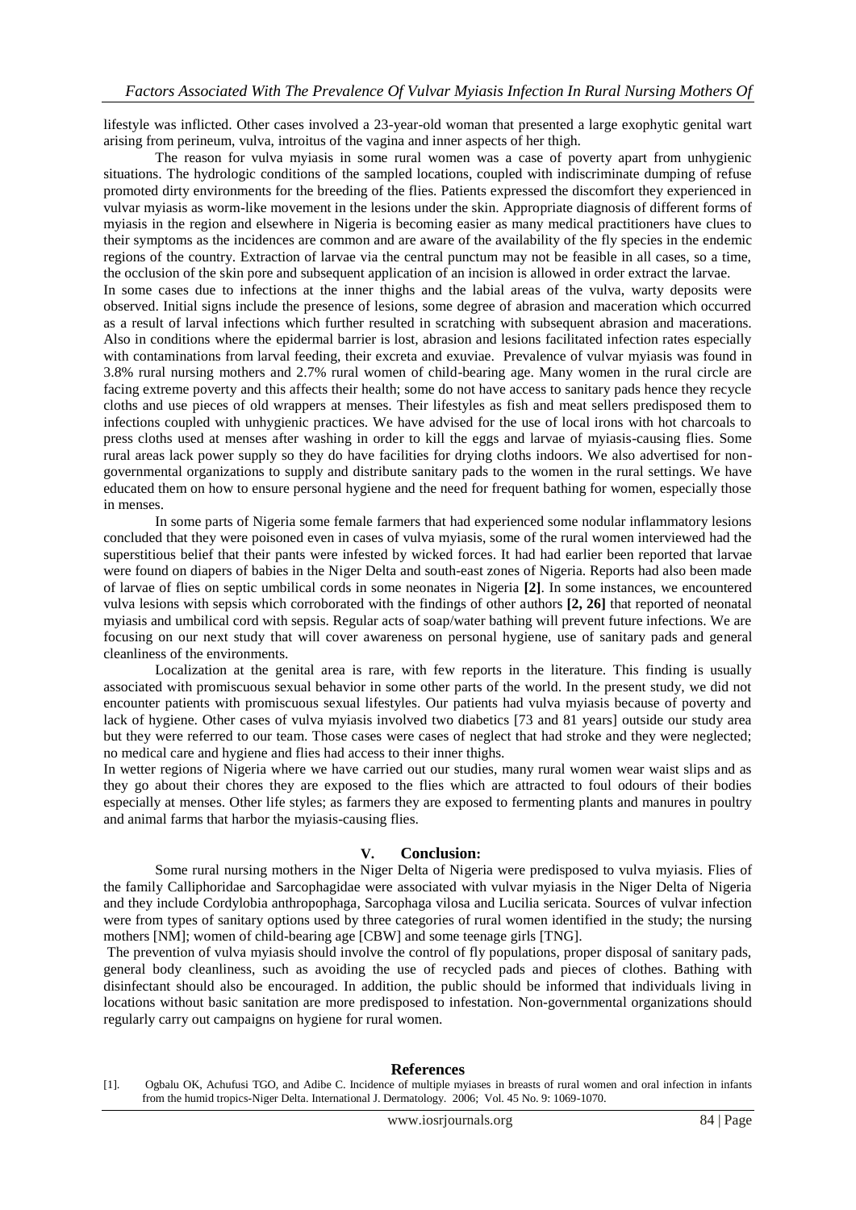lifestyle was inflicted. Other cases involved a 23-year-old woman that presented a large exophytic genital wart arising from perineum, vulva, introitus of the vagina and inner aspects of her thigh.

The reason for vulva myiasis in some rural women was a case of poverty apart from unhygienic situations. The hydrologic conditions of the sampled locations, coupled with indiscriminate dumping of refuse promoted dirty environments for the breeding of the flies. Patients expressed the discomfort they experienced in vulvar myiasis as worm-like movement in the lesions under the skin. Appropriate diagnosis of different forms of myiasis in the region and elsewhere in Nigeria is becoming easier as many medical practitioners have clues to their symptoms as the incidences are common and are aware of the availability of the fly species in the endemic regions of the country. Extraction of larvae via the central punctum may not be feasible in all cases, so a time, the occlusion of the skin pore and subsequent application of an incision is allowed in order extract the larvae.

In some cases due to infections at the inner thighs and the labial areas of the vulva, warty deposits were observed. Initial signs include the presence of lesions, some degree of abrasion and maceration which occurred as a result of larval infections which further resulted in scratching with subsequent abrasion and macerations. Also in conditions where the epidermal barrier is lost, abrasion and lesions facilitated infection rates especially with contaminations from larval feeding, their excreta and exuviae. Prevalence of vulvar myiasis was found in 3.8% rural nursing mothers and 2.7% rural women of child-bearing age. Many women in the rural circle are facing extreme poverty and this affects their health; some do not have access to sanitary pads hence they recycle cloths and use pieces of old wrappers at menses. Their lifestyles as fish and meat sellers predisposed them to infections coupled with unhygienic practices. We have advised for the use of local irons with hot charcoals to press cloths used at menses after washing in order to kill the eggs and larvae of myiasis-causing flies. Some rural areas lack power supply so they do have facilities for drying cloths indoors. We also advertised for non-governmental organizations to supply and distribute sanitary pads to the women in the rural settings. We have educated them on how to ensure personal hygiene and the need for frequent bathing for women, especially those in menses.

In some parts of Nigeria some female farmers that had experienced some nodular inflammatory lesions concluded that they were poisoned even in cases of vulva myiasis, some of the rural women interviewed had the superstitious belief that their pants were infested by wicked forces. It had had earlier been reported that larvae were found on diapers of babies in the Niger Delta and south-east zones of Nigeria. Reports had also been made of larvae of flies on septic umbilical cords in some neonates in Nigeria **[2]**. In some instances, we encountered vulva lesions with sepsis which corroborated with the findings of other authors **[2, 26]** that reported of neonatal myiasis and umbilical cord with sepsis. Regular acts of soap/water bathing will prevent future infections. We are focusing on our next study that will cover awareness on personal hygiene, use of sanitary pads and general cleanliness of the environments.

Localization at the genital area is rare, with few reports in the literature. This finding is usually associated with promiscuous sexual behavior in some other parts of the world. In the present study, we did not encounter patients with promiscuous sexual lifestyles. Our patients had vulva myiasis because of poverty and lack of hygiene. Other cases of vulva myiasis involved two diabetics [73 and 81 years] outside our study area but they were referred to our team. Those cases were cases of neglect that had stroke and they were neglected; no medical care and hygiene and flies had access to their inner thighs.

In wetter regions of Nigeria where we have carried out our studies, many rural women wear waist slips and as they go about their chores they are exposed to the flies which are attracted to foul odours of their bodies especially at menses. Other life styles; as farmers they are exposed to fermenting plants and manures in poultry and animal farms that harbor the myiasis-causing flies.

## V. Conclusion:

Some rural nursing mothers in the Niger Delta of Nigeria were predisposed to vulva myiasis. Flies of the family Calliphoridae and Sarcophagidae were associated with vulvar myiasis in the Niger Delta of Nigeria and they include Cordylobia anthropophaga, Sarcophaga vilosa and Lucilia sericata. Sources of vulvar infection were from types of sanitary options used by three categories of rural women identified in the study; the nursing mothers [NM]; women of child-bearing age [CBW] and some teenage girls [TNG].

The prevention of vulva myiasis should involve the control of fly populations, proper disposal of sanitary pads, general body cleanliness, such as avoiding the use of recycled pads and pieces of clothes. Bathing with disinfectant should also be encouraged. In addition, the public should be informed that individuals living in locations without basic sanitation are more predisposed to infestation. Non-governmental organizations should regularly carry out campaigns on hygiene for rural women.

## References

[1]. Ogbalu OK, Achufusi TGO, and Adibe C. Incidence of multiple myiases in breasts of rural women and oral infection in infants from the humid tropics-Niger Delta. International J. Dermatology. 2006; Vol. 45 No. 9: 1069-1070.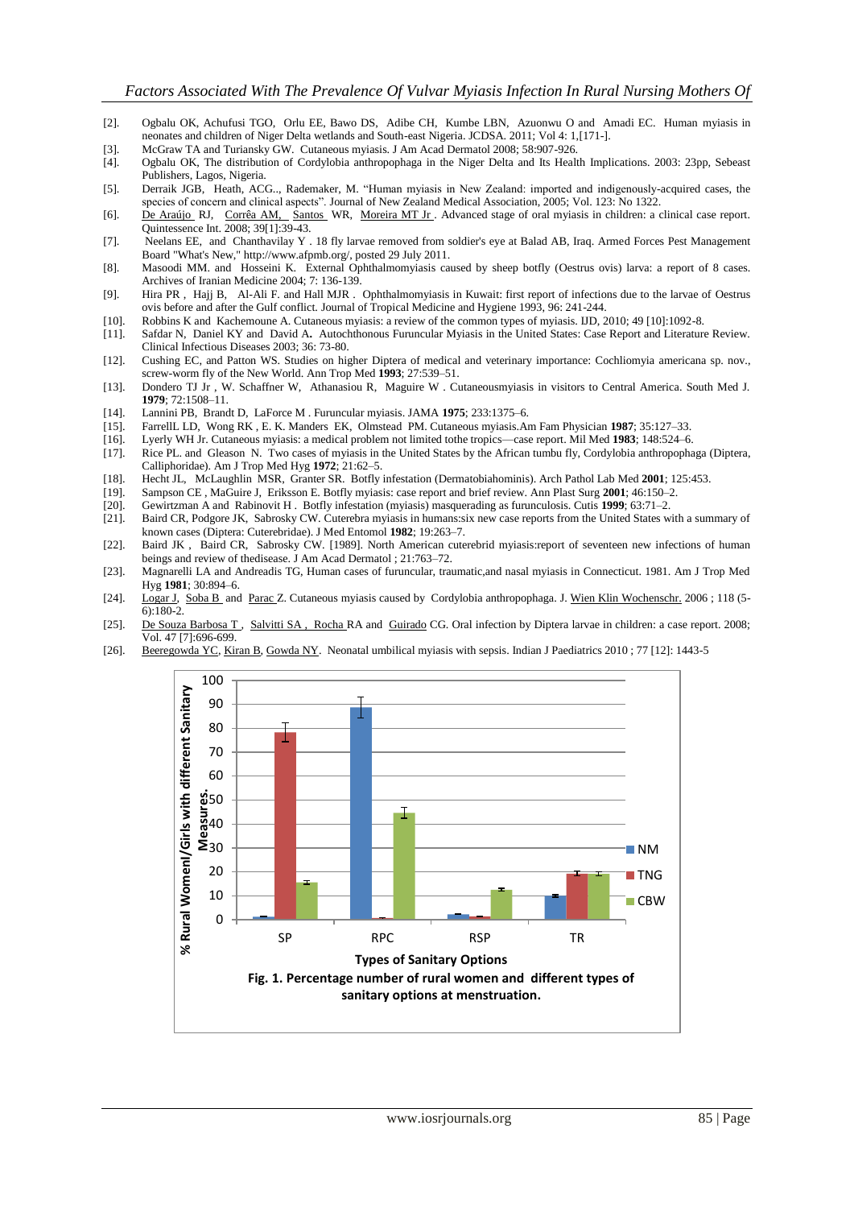[2]. Ogbalu OK, Achufusi TGO, Orlu EE, Bawo DS, Adibe CH, Kumbe LBN, Azuonwu O and Amadi EC. Human myiasis in neonates and children of Niger Delta wetlands and South-east Nigeria. JCDSA. 2011; Vol 4: 1,[171-].

[3]. McGraw TA and Turiansky GW. Cutaneous myiasis. J Am Acad Dermatol 2008; 58:907-926.

[4]. Ogbalu OK, The distribution of Cordylobia anthropophaga in the Niger Delta and Its Health Implications. 2003: 23pp, Sebeast Publishers, Lagos, Nigeria.

[5]. Derraik JGB, Heath, ACG.., Rademaker, M. "Human myiasis in New Zealand: imported and indigenously-acquired cases, the species of concern and clinical aspects". Journal of New Zealand Medical Association, 2005; Vol. 123: No 1322.

[6]. De Araújo RJ, Corrêa AM, Santos WR, Moreira MT Jr . Advanced stage of oral myiasis in children: a clinical case report. Quintessence Int. 2008; 39[1]:39-43.

[7]. Neelans EE, and Chanthavilay Y . 18 fly larvae removed from soldier's eye at Balad AB, Iraq. Armed Forces Pest Management Board "What's New," http://www.afpmb.org/, posted 29 July 2011.

[8]. Masoodi MM. and Hosseini K. External Ophthalmomyiasis caused by sheep botfly (Oestrus ovis) larva: a report of 8 cases. Archives of Iranian Medicine 2004; 7: 136-139.

[9]. Hira PR , Hajj B, Al-Ali F. and Hall MJR . Ophthalmomyiasis in Kuwait: first report of infections due to the larvae of Oestrus ovis before and after the Gulf conflict. Journal of Tropical Medicine and Hygiene 1993, 96: 241-244.

[10]. Robbins K and Kachemoune A. Cutaneous myiasis: a review of the common types of myiasis. IJD, 2010; 49 [10]:1092-8.

[11]. Safdar N, Daniel KY and David A**.** Autochthonous Furuncular Myiasis in the United States: Case Report and Literature Review. Clinical Infectious Diseases 2003; 36: 73-80.

[12]. Cushing EC, and Patton WS. Studies on higher Diptera of medical and veterinary importance: Cochliomyia americana sp. nov., screw-worm fly of the New World. Ann Trop Med **1993**; 27:539–51.

[13]. Dondero TJ Jr , W. Schaffner W, Athanasiou R, Maguire W . Cutaneousmyiasis in visitors to Central America. South Med J. **1979**; 72:1508–11.

[14]. Lannini PB, Brandt D, LaForce M . Furuncular myiasis. JAMA **1975**; 233:1375–6.

[15]. FarrellL LD, Wong RK , E. K. Manders EK, Olmstead PM. Cutaneous myiasis.Am Fam Physician **1987**; 35:127–33.

[16]. Lyerly WH Jr. Cutaneous myiasis: a medical problem not limited tothe tropics—case report. Mil Med **1983**; 148:524–6.

[17]. Rice PL. and Gleason N. Two cases of myiasis in the United States by the African tumbu fly, Cordylobia anthropophaga (Diptera, Calliphoridae). Am J Trop Med Hyg **1972**; 21:62–5.

[18]. Hecht JL, McLaughlin MSR, Granter SR. Botfly infestation (Dermatobiahominis). Arch Pathol Lab Med **2001**; 125:453.

[19]. Sampson CE , MaGuire J, Eriksson E. Botfly myiasis: case report and brief review. Ann Plast Surg **2001**; 46:150–2.

[20]. Gewirtzman A and Rabinovit H . Botfly infestation (myiasis) masquerading as furunculosis. Cutis **1999**; 63:71–2.

[21]. Baird CR, Podgore JK, Sabrosky CW. Cuterebra myiasis in humans:six new case reports from the United States with a summary of known cases (Diptera: Cuterebridae). J Med Entomol **1982**; 19:263–7.

[22]. Baird JK , Baird CR, Sabrosky CW. [1989]. North American cuterebrid myiasis:report of seventeen new infections of human beings and review of thedisease. J Am Acad Dermatol ; 21:763–72.

[23]. Magnarelli LA and Andreadis TG, Human cases of furuncular, traumatic,and nasal myiasis in Connecticut. 1981. Am J Trop Med Hyg **1981**; 30:894–6.

[24]. Logar J, Soba B and Parac Z. Cutaneous myiasis caused by Cordylobia anthropophaga. J. Wien Klin Wochenschr. 2006 ; 118 (5-6):180-2.

[25]. De Souza Barbosa T , Salvitti SA , Rocha RA and Guirado CG. Oral infection by Diptera larvae in children: a case report. 2008; Vol. 47 [7]:696-699.

[26]. Beeregowda YC, Kiran B, Gowda NY. Neonatal umbilical myiasis with sepsis. Indian J Paediatrics 2010 ; 77 [12]: 1443-5

| Types of Sanitary Options | NM | TNG | CBW |
|---|---|---|---|
| SP | ~1 | ~78 | ~15 |
| RPC | ~89 | ~1 | ~44 |
| RSP | ~2 | ~1 | ~12 |
| TR | ~10 | ~19 | ~19 |

Y-axis: % Rural Women/Girls with different Sanitary Measures.

**Fig. 1. Percentage number of rural women and different types of sanitary options at menstruation.**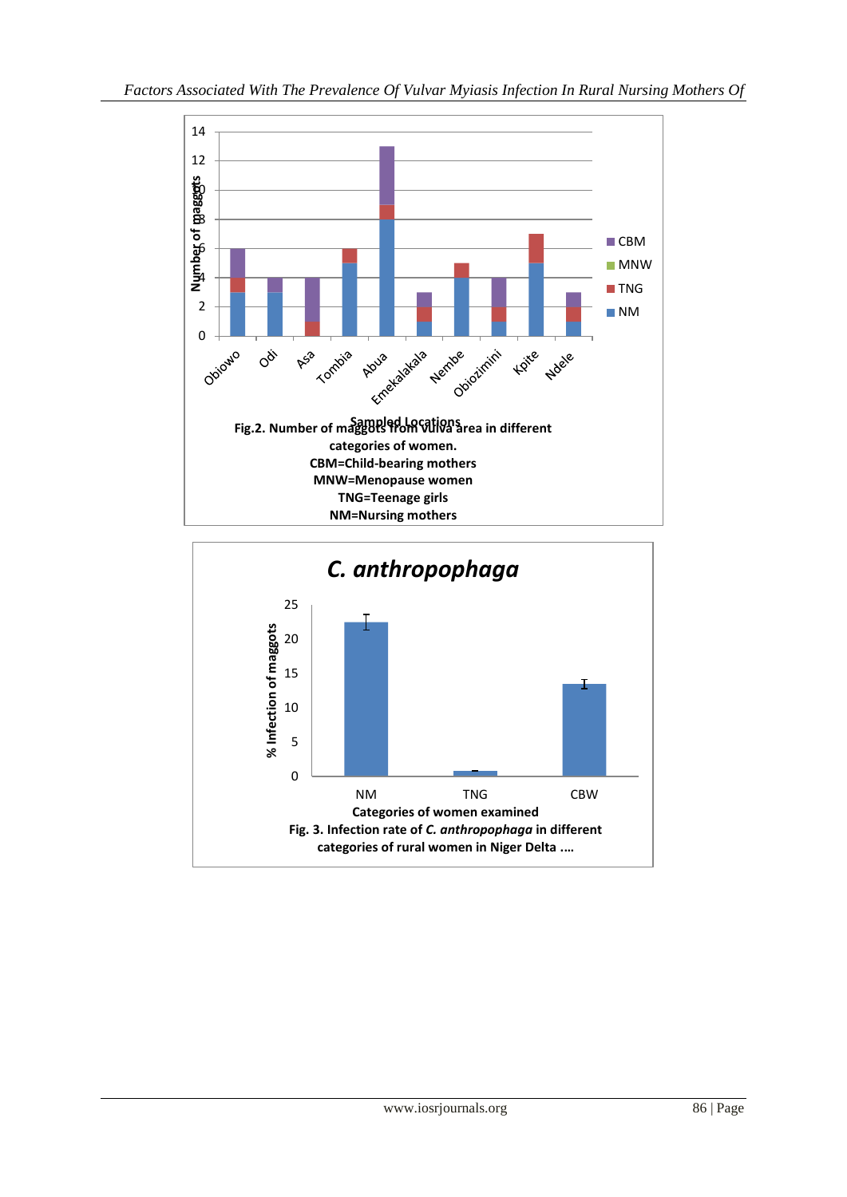Fig.2. Number of maggots from vulva area in different categories of women.
CBM=Child-bearing mothers
MNW=Menopause women
TNG=Teenage girls
NM=Nursing mothers

Fig. 3. Infection rate of *C. anthropophaga* in different categories of rural women in Niger Delta ....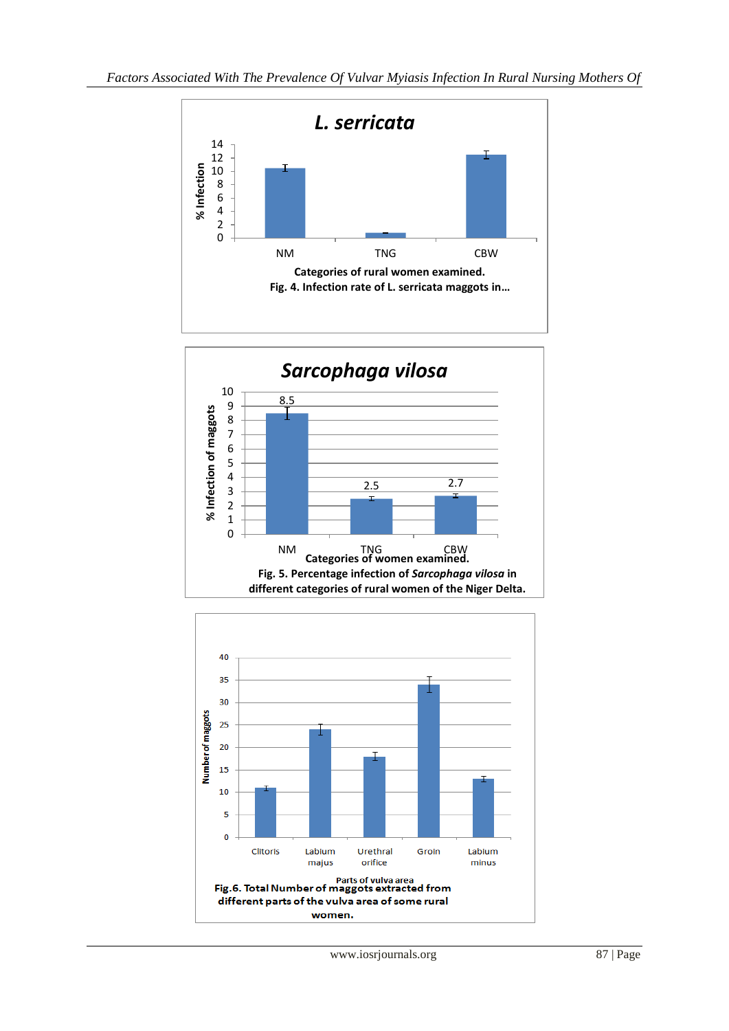*L. serricata*

% Infection

14
12
10
8
6
4
2
0

NM
TNG
CBW

Categories of rural women examined.

**Fig. 4. Infection rate of L. serricata maggots in…**

*Sarcophaga vilosa*

% Infection of maggots

10
9
8
7
6
5
4
3
2
1
0

8.5
2.5
2.7

NM
TNG
CBW

Categories of women examined.

**Fig. 5. Percentage infection of *Sarcophaga vilosa* in different categories of rural women of the Niger Delta.**

Number of maggots

40
35
30
25
20
15
10
5
0

Clitoris
Labium majus
Urethral orifice
Groin
Labium minus

Parts of vulva area

**Fig.6. Total Number of maggots extracted from different parts of the vulva area of some rural women.**